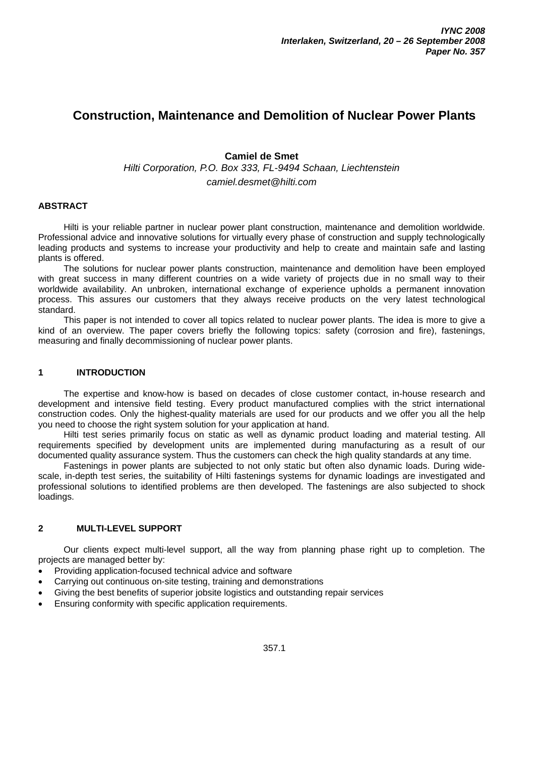# Construction, Maintenance and Demolition of Nuclear Power Plants

**Camiel de Smet**

*Hilti Corporation, P.O. Box 333, FL-9494 Schaan, Liechtenstein*

*camiel.desmet@hilti.com*

## ABSTRACT

Hilti is your reliable partner in nuclear power plant construction, maintenance and demolition worldwide. Professional advice and innovative solutions for virtually every phase of construction and supply technologically leading products and systems to increase your productivity and help to create and maintain safe and lasting plants is offered.

The solutions for nuclear power plants construction, maintenance and demolition have been employed with great success in many different countries on a wide variety of projects due in no small way to their worldwide availability. An unbroken, international exchange of experience upholds a permanent innovation process. This assures our customers that they always receive products on the very latest technological standard.

This paper is not intended to cover all topics related to nuclear power plants. The idea is more to give a kind of an overview. The paper covers briefly the following topics: safety (corrosion and fire), fastenings, measuring and finally decommissioning of nuclear power plants.

## 1 INTRODUCTION

The expertise and know-how is based on decades of close customer contact, in-house research and development and intensive field testing. Every product manufactured complies with the strict international construction codes. Only the highest-quality materials are used for our products and we offer you all the help you need to choose the right system solution for your application at hand.

Hilti test series primarily focus on static as well as dynamic product loading and material testing. All requirements specified by development units are implemented during manufacturing as a result of our documented quality assurance system. Thus the customers can check the high quality standards at any time.

Fastenings in power plants are subjected to not only static but often also dynamic loads. During wide-scale, in-depth test series, the suitability of Hilti fastenings systems for dynamic loadings are investigated and professional solutions to identified problems are then developed. The fastenings are also subjected to shock loadings.

## 2 MULTI-LEVEL SUPPORT

Our clients expect multi-level support, all the way from planning phase right up to completion. The projects are managed better by:

- Providing application-focused technical advice and software
- Carrying out continuous on-site testing, training and demonstrations
- Giving the best benefits of superior jobsite logistics and outstanding repair services
- Ensuring conformity with specific application requirements.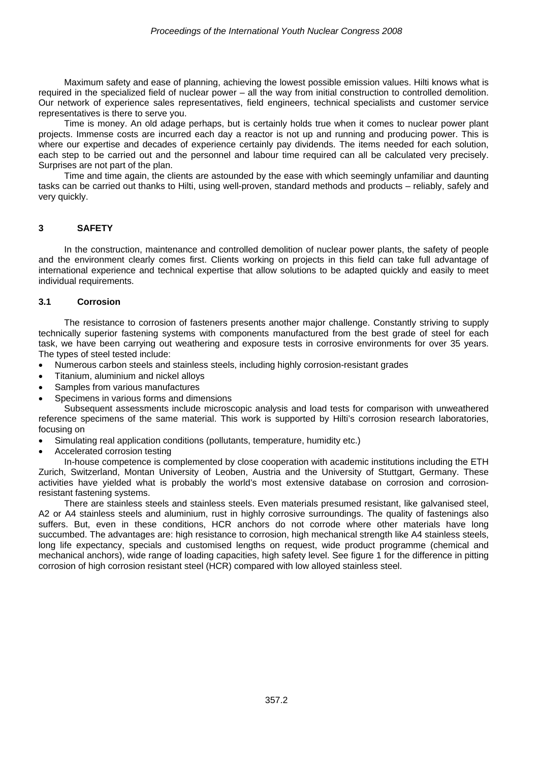Maximum safety and ease of planning, achieving the lowest possible emission values. Hilti knows what is required in the specialized field of nuclear power – all the way from initial construction to controlled demolition. Our network of experience sales representatives, field engineers, technical specialists and customer service representatives is there to serve you.

Time is money. An old adage perhaps, but is certainly holds true when it comes to nuclear power plant projects. Immense costs are incurred each day a reactor is not up and running and producing power. This is where our expertise and decades of experience certainly pay dividends. The items needed for each solution, each step to be carried out and the personnel and labour time required can all be calculated very precisely. Surprises are not part of the plan.

Time and time again, the clients are astounded by the ease with which seemingly unfamiliar and daunting tasks can be carried out thanks to Hilti, using well-proven, standard methods and products – reliably, safely and very quickly.

## 3 SAFETY

In the construction, maintenance and controlled demolition of nuclear power plants, the safety of people and the environment clearly comes first. Clients working on projects in this field can take full advantage of international experience and technical expertise that allow solutions to be adapted quickly and easily to meet individual requirements.

### 3.1 Corrosion

The resistance to corrosion of fasteners presents another major challenge. Constantly striving to supply technically superior fastening systems with components manufactured from the best grade of steel for each task, we have been carrying out weathering and exposure tests in corrosive environments for over 35 years. The types of steel tested include:

- Numerous carbon steels and stainless steels, including highly corrosion-resistant grades
- Titanium, aluminium and nickel alloys
- Samples from various manufactures
- Specimens in various forms and dimensions

Subsequent assessments include microscopic analysis and load tests for comparison with unweathered reference specimens of the same material. This work is supported by Hilti's corrosion research laboratories, focusing on

- Simulating real application conditions (pollutants, temperature, humidity etc.)
- Accelerated corrosion testing

In-house competence is complemented by close cooperation with academic institutions including the ETH Zurich, Switzerland, Montan University of Leoben, Austria and the University of Stuttgart, Germany. These activities have yielded what is probably the world's most extensive database on corrosion and corrosion-resistant fastening systems.

There are stainless steels and stainless steels. Even materials presumed resistant, like galvanised steel, A2 or A4 stainless steels and aluminium, rust in highly corrosive surroundings. The quality of fastenings also suffers. But, even in these conditions, HCR anchors do not corrode where other materials have long succumbed. The advantages are: high resistance to corrosion, high mechanical strength like A4 stainless steels, long life expectancy, specials and customised lengths on request, wide product programme (chemical and mechanical anchors), wide range of loading capacities, high safety level. See figure 1 for the difference in pitting corrosion of high corrosion resistant steel (HCR) compared with low alloyed stainless steel.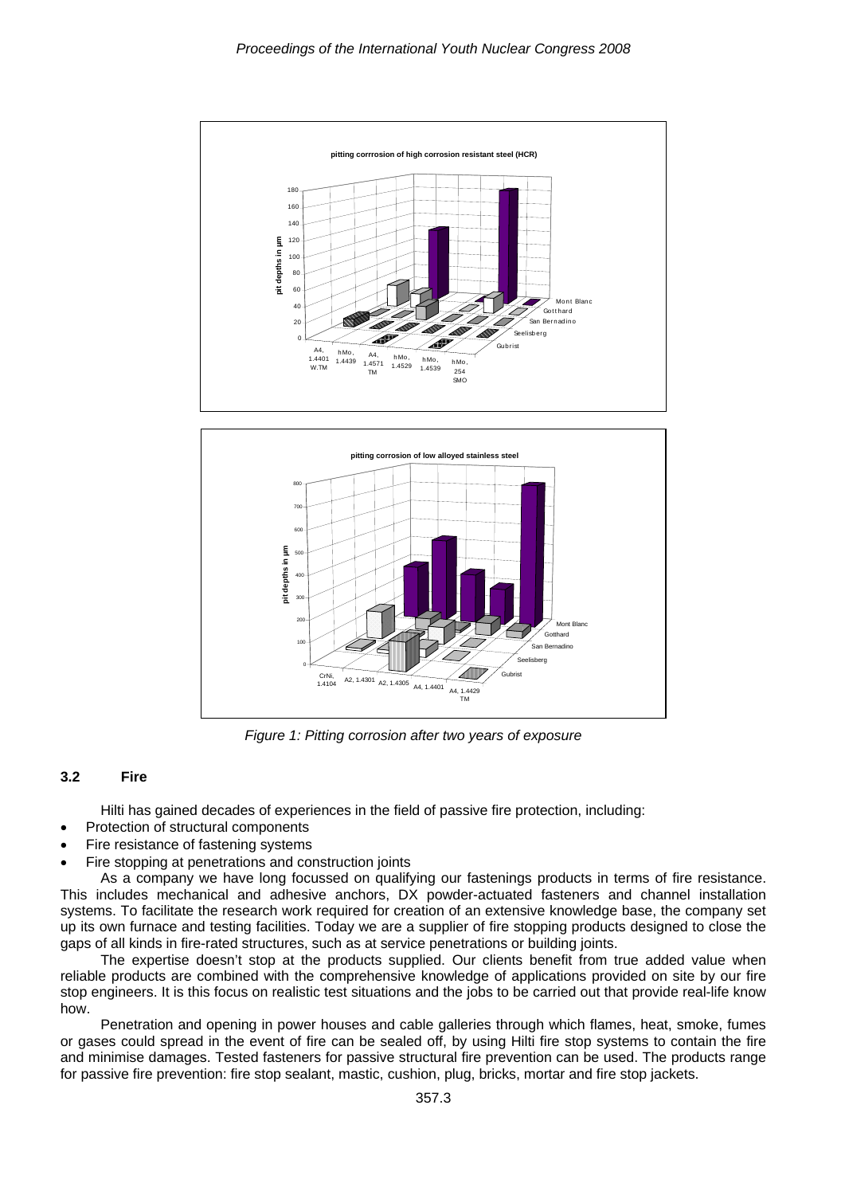Figure 1: Pitting corrosion after two years of exposure

### 3.2 Fire

Hilti has gained decades of experiences in the field of passive fire protection, including:

- Protection of structural components
- Fire resistance of fastening systems
- Fire stopping at penetrations and construction joints

As a company we have long focussed on qualifying our fastenings products in terms of fire resistance. This includes mechanical and adhesive anchors, DX powder-actuated fasteners and channel installation systems. To facilitate the research work required for creation of an extensive knowledge base, the company set up its own furnace and testing facilities. Today we are a supplier of fire stopping products designed to close the gaps of all kinds in fire-rated structures, such as at service penetrations or building joints.

The expertise doesn't stop at the products supplied. Our clients benefit from true added value when reliable products are combined with the comprehensive knowledge of applications provided on site by our fire stop engineers. It is this focus on realistic test situations and the jobs to be carried out that provide real-life know how.

Penetration and opening in power houses and cable galleries through which flames, heat, smoke, fumes or gases could spread in the event of fire can be sealed off, by using Hilti fire stop systems to contain the fire and minimise damages. Tested fasteners for passive structural fire prevention can be used. The products range for passive fire prevention: fire stop sealant, mastic, cushion, plug, bricks, mortar and fire stop jackets.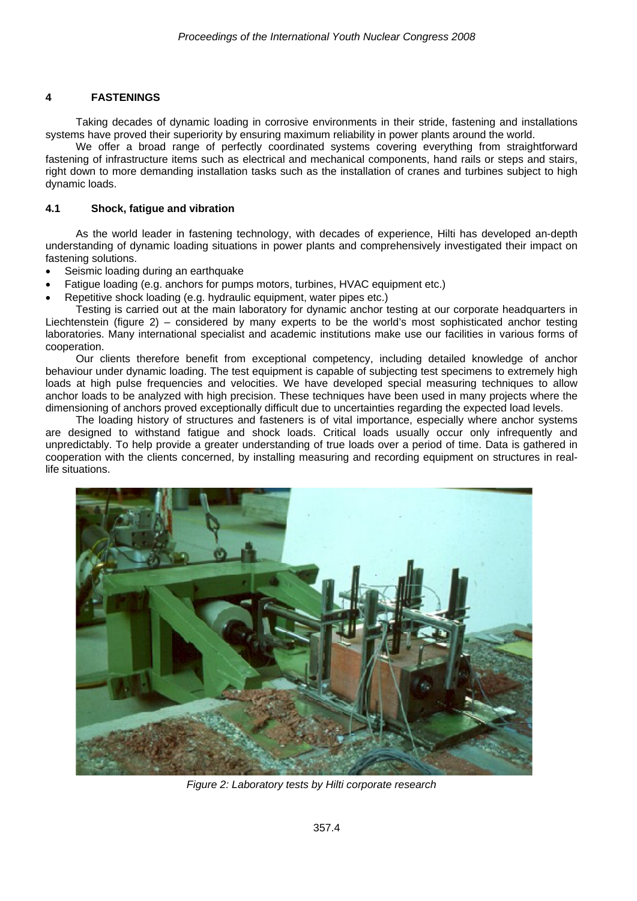## 4 FASTENINGS

Taking decades of dynamic loading in corrosive environments in their stride, fastening and installations systems have proved their superiority by ensuring maximum reliability in power plants around the world.

We offer a broad range of perfectly coordinated systems covering everything from straightforward fastening of infrastructure items such as electrical and mechanical components, hand rails or steps and stairs, right down to more demanding installation tasks such as the installation of cranes and turbines subject to high dynamic loads.

### 4.1 Shock, fatigue and vibration

As the world leader in fastening technology, with decades of experience, Hilti has developed an-depth understanding of dynamic loading situations in power plants and comprehensively investigated their impact on fastening solutions.

- Seismic loading during an earthquake
- Fatigue loading (e.g. anchors for pumps motors, turbines, HVAC equipment etc.)
- Repetitive shock loading (e.g. hydraulic equipment, water pipes etc.)

Testing is carried out at the main laboratory for dynamic anchor testing at our corporate headquarters in Liechtenstein (figure 2) – considered by many experts to be the world's most sophisticated anchor testing laboratories. Many international specialist and academic institutions make use our facilities in various forms of cooperation.

Our clients therefore benefit from exceptional competency, including detailed knowledge of anchor behaviour under dynamic loading. The test equipment is capable of subjecting test specimens to extremely high loads at high pulse frequencies and velocities. We have developed special measuring techniques to allow anchor loads to be analyzed with high precision. These techniques have been used in many projects where the dimensioning of anchors proved exceptionally difficult due to uncertainties regarding the expected load levels.

The loading history of structures and fasteners is of vital importance, especially where anchor systems are designed to withstand fatigue and shock loads. Critical loads usually occur only infrequently and unpredictably. To help provide a greater understanding of true loads over a period of time. Data is gathered in cooperation with the clients concerned, by installing measuring and recording equipment on structures in real-life situations.

*Figure 2: Laboratory tests by Hilti corporate research*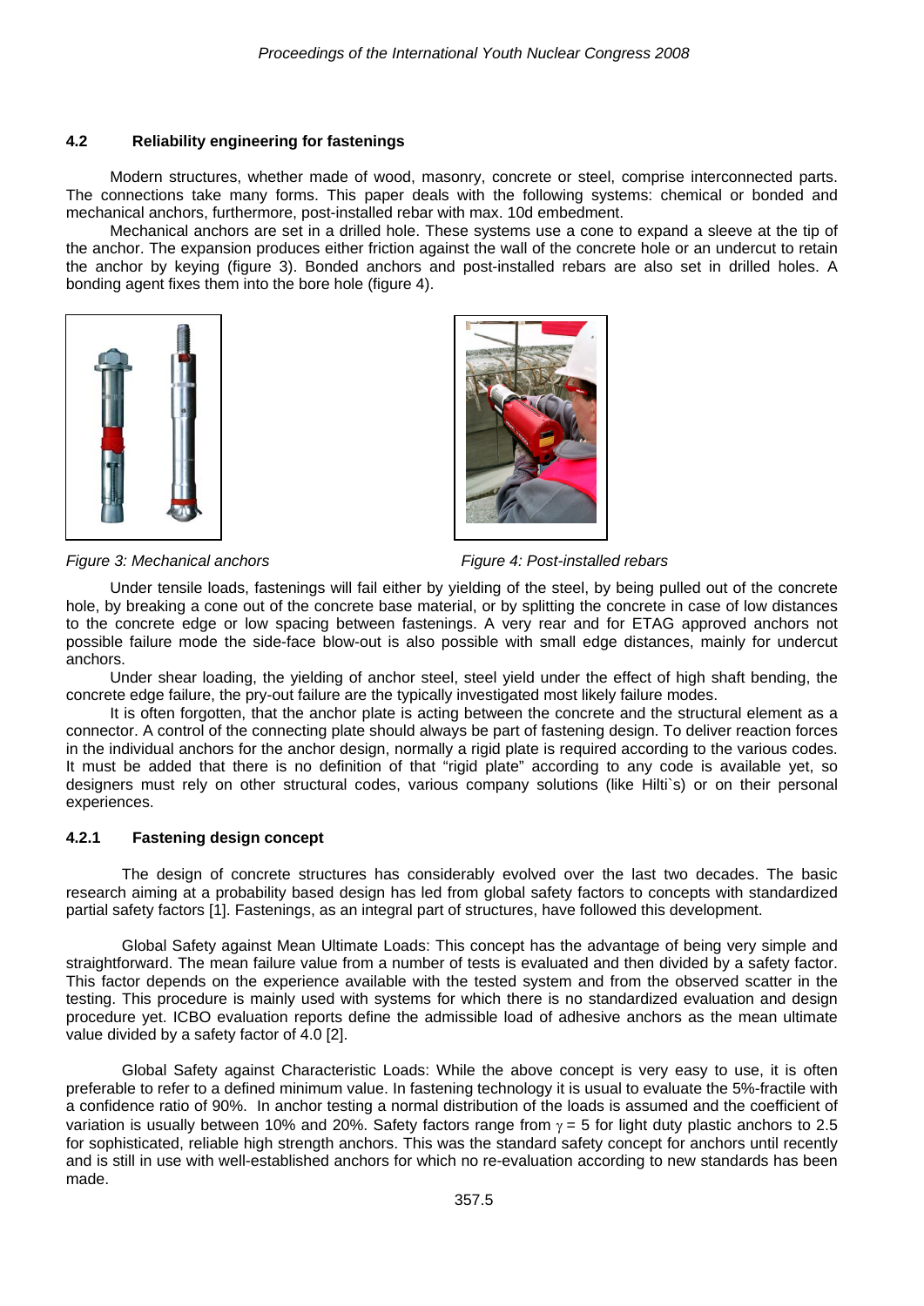### 4.2 Reliability engineering for fastenings

Modern structures, whether made of wood, masonry, concrete or steel, comprise interconnected parts. The connections take many forms. This paper deals with the following systems: chemical or bonded and mechanical anchors, furthermore, post-installed rebar with max. 10d embedment.

Mechanical anchors are set in a drilled hole. These systems use a cone to expand a sleeve at the tip of the anchor. The expansion produces either friction against the wall of the concrete hole or an undercut to retain the anchor by keying (figure 3). Bonded anchors and post-installed rebars are also set in drilled holes. A bonding agent fixes them into the bore hole (figure 4).

*Figure 3: Mechanical anchors*

*Figure 4: Post-installed rebars*

Under tensile loads, fastenings will fail either by yielding of the steel, by being pulled out of the concrete hole, by breaking a cone out of the concrete base material, or by splitting the concrete in case of low distances to the concrete edge or low spacing between fastenings. A very rear and for ETAG approved anchors not possible failure mode the side-face blow-out is also possible with small edge distances, mainly for undercut anchors.

Under shear loading, the yielding of anchor steel, steel yield under the effect of high shaft bending, the concrete edge failure, the pry-out failure are the typically investigated most likely failure modes.

It is often forgotten, that the anchor plate is acting between the concrete and the structural element as a connector. A control of the connecting plate should always be part of fastening design. To deliver reaction forces in the individual anchors for the anchor design, normally a rigid plate is required according to the various codes. It must be added that there is no definition of that "rigid plate" according to any code is available yet, so designers must rely on other structural codes, various company solutions (like Hilti`s) or on their personal experiences.

#### 4.2.1 Fastening design concept

The design of concrete structures has considerably evolved over the last two decades. The basic research aiming at a probability based design has led from global safety factors to concepts with standardized partial safety factors [1]. Fastenings, as an integral part of structures, have followed this development.

Global Safety against Mean Ultimate Loads: This concept has the advantage of being very simple and straightforward. The mean failure value from a number of tests is evaluated and then divided by a safety factor. This factor depends on the experience available with the tested system and from the observed scatter in the testing. This procedure is mainly used with systems for which there is no standardized evaluation and design procedure yet. ICBO evaluation reports define the admissible load of adhesive anchors as the mean ultimate value divided by a safety factor of 4.0 [2].

Global Safety against Characteristic Loads: While the above concept is very easy to use, it is often preferable to refer to a defined minimum value. In fastening technology it is usual to evaluate the 5%-fractile with a confidence ratio of 90%. In anchor testing a normal distribution of the loads is assumed and the coefficient of variation is usually between 10% and 20%. Safety factors range from $\gamma = 5$ for light duty plastic anchors to 2.5 for sophisticated, reliable high strength anchors. This was the standard safety concept for anchors until recently and is still in use with well-established anchors for which no re-evaluation according to new standards has been made.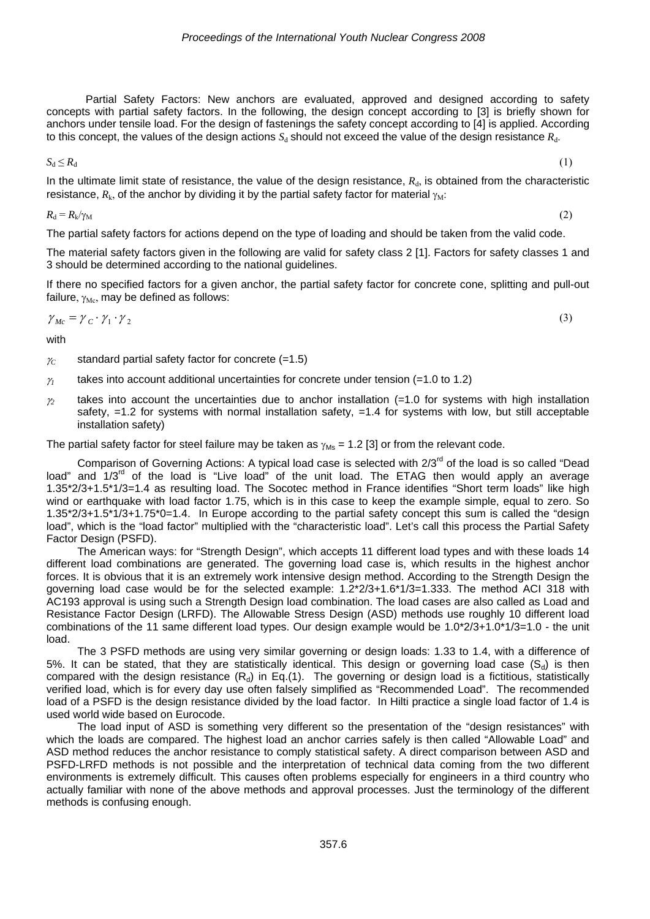Partial Safety Factors: New anchors are evaluated, approved and designed according to safety concepts with partial safety factors. In the following, the design concept according to [3] is briefly shown for anchors under tensile load. For the design of fastenings the safety concept according to [4] is applied. According to this concept, the values of the design actions $S_d$ should not exceed the value of the design resistance $R_d$.

$$S_d \leq R_d \tag{1}$$

In the ultimate limit state of resistance, the value of the design resistance, $R_d$, is obtained from the characteristic resistance, $R_k$, of the anchor by dividing it by the partial safety factor for material $\gamma_M$:

$$R_d = R_k/\gamma_M \tag{2}$$

The partial safety factors for actions depend on the type of loading and should be taken from the valid code.

The material safety factors given in the following are valid for safety class 2 [1]. Factors for safety classes 1 and 3 should be determined according to the national guidelines.

If there no specified factors for a given anchor, the partial safety factor for concrete cone, splitting and pull-out failure, $\gamma_{Mc}$, may be defined as follows:

$$\gamma_{Mc} = \gamma_C \cdot \gamma_1 \cdot \gamma_2 \tag{3}$$

with

- $\gamma_C$ standard partial safety factor for concrete (=1.5)
- $\gamma_1$ takes into account additional uncertainties for concrete under tension (=1.0 to 1.2)
- $\gamma_2$ takes into account the uncertainties due to anchor installation (=1.0 for systems with high installation safety, =1.2 for systems with normal installation safety, =1.4 for systems with low, but still acceptable installation safety)

The partial safety factor for steel failure may be taken as $\gamma_{Ms}$ = 1.2 [3] or from the relevant code.

Comparison of Governing Actions: A typical load case is selected with 2/3rd of the load is so called "Dead load" and 1/3rd of the load is "Live load" of the unit load. The ETAG then would apply an average 1.35*2/3+1.5*1/3=1.4 as resulting load. The Socotec method in France identifies "Short term loads" like high wind or earthquake with load factor 1.75, which is in this case to keep the example simple, equal to zero. So 1.35*2/3+1.5*1/3+1.75*0=1.4. In Europe according to the partial safety concept this sum is called the "design load", which is the "load factor" multiplied with the "characteristic load". Let's call this process the Partial Safety Factor Design (PSFD).

The American ways: for "Strength Design", which accepts 11 different load types and with these loads 14 different load combinations are generated. The governing load case is, which results in the highest anchor forces. It is obvious that it is an extremely work intensive design method. According to the Strength Design the governing load case would be for the selected example: 1.2*2/3+1.6*1/3=1.333. The method ACI 318 with AC193 approval is using such a Strength Design load combination. The load cases are also called as Load and Resistance Factor Design (LRFD). The Allowable Stress Design (ASD) methods use roughly 10 different load combinations of the 11 same different load types. Our design example would be 1.0*2/3+1.0*1/3=1.0 - the unit load.

The 3 PSFD methods are using very similar governing or design loads: 1.33 to 1.4, with a difference of 5%. It can be stated, that they are statistically identical. This design or governing load case ($S_d$) is then compared with the design resistance ($R_d$) in Eq.(1). The governing or design load is a fictitious, statistically verified load, which is for every day use often falsely simplified as "Recommended Load". The recommended load of a PSFD is the design resistance divided by the load factor. In Hilti practice a single load factor of 1.4 is used world wide based on Eurocode.

The load input of ASD is something very different so the presentation of the "design resistances" with which the loads are compared. The highest load an anchor carries safely is then called "Allowable Load" and ASD method reduces the anchor resistance to comply statistical safety. A direct comparison between ASD and PSFD-LRFD methods is not possible and the interpretation of technical data coming from the two different environments is extremely difficult. This causes often problems especially for engineers in a third country who actually familiar with none of the above methods and approval processes. Just the terminology of the different methods is confusing enough.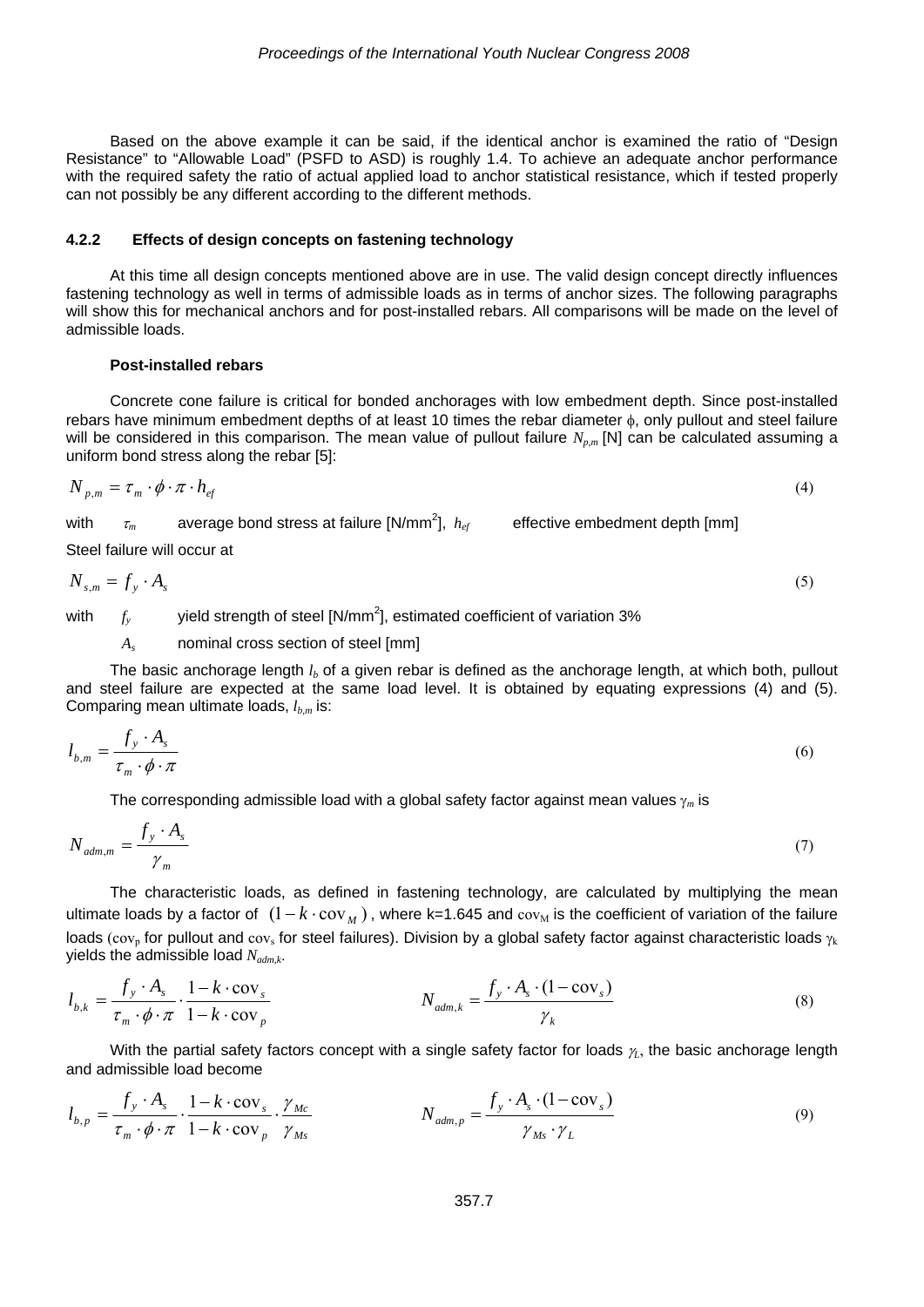Based on the above example it can be said, if the identical anchor is examined the ratio of "Design Resistance" to "Allowable Load" (PSFD to ASD) is roughly 1.4. To achieve an adequate anchor performance with the required safety the ratio of actual applied load to anchor statistical resistance, which if tested properly can not possibly be any different according to the different methods.

#### 4.2.2 Effects of design concepts on fastening technology

At this time all design concepts mentioned above are in use. The valid design concept directly influences fastening technology as well in terms of admissible loads as in terms of anchor sizes. The following paragraphs will show this for mechanical anchors and for post-installed rebars. All comparisons will be made on the level of admissible loads.

**Post-installed rebars**

Concrete cone failure is critical for bonded anchorages with low embedment depth. Since post-installed rebars have minimum embedment depths of at least 10 times the rebar diameter $\phi$, only pullout and steel failure will be considered in this comparison. The mean value of pullout failure $N_{p,m}$ [N] can be calculated assuming a uniform bond stress along the rebar [5]:

$$N_{p,m} = \tau_m \cdot \phi \cdot \pi \cdot h_{ef} \tag{4}$$

with $\tau_m$ average bond stress at failure [N/mm$^2$], $h_{ef}$ effective embedment depth [mm]

Steel failure will occur at

$$N_{s,m} = f_y \cdot A_s \tag{5}$$

with $f_y$ yield strength of steel [N/mm$^2$], estimated coefficient of variation 3%

$A_s$ nominal cross section of steel [mm]

The basic anchorage length $l_b$ of a given rebar is defined as the anchorage length, at which both, pullout and steel failure are expected at the same load level. It is obtained by equating expressions (4) and (5). Comparing mean ultimate loads, $l_{b,m}$ is:

$$l_{b,m} = \frac{f_y \cdot A_s}{\tau_m \cdot \phi \cdot \pi} \tag{6}$$

The corresponding admissible load with a global safety factor against mean values $\gamma_m$ is

$$N_{adm,m} = \frac{f_y \cdot A_s}{\gamma_m} \tag{7}$$

The characteristic loads, as defined in fastening technology, are calculated by multiplying the mean ultimate loads by a factor of $(1 - k \cdot \mathrm{cov}_M)$, where k=1.645 and $\mathrm{cov}_M$ is the coefficient of variation of the failure loads ($\mathrm{cov}_p$ for pullout and $\mathrm{cov}_s$ for steel failures). Division by a global safety factor against characteristic loads $\gamma_k$ yields the admissible load $N_{adm,k}$.

$$l_{b,k} = \frac{f_y \cdot A_s}{\tau_m \cdot \phi \cdot \pi} \cdot \frac{1 - k \cdot \mathrm{cov}_s}{1 - k \cdot \mathrm{cov}_p} \qquad N_{adm,k} = \frac{f_y \cdot A_s \cdot (1 - \mathrm{cov}_s)}{\gamma_k} \tag{8}$$

With the partial safety factors concept with a single safety factor for loads $\gamma_L$, the basic anchorage length and admissible load become

$$l_{b,p} = \frac{f_y \cdot A_s}{\tau_m \cdot \phi \cdot \pi} \cdot \frac{1 - k \cdot \mathrm{cov}_s}{1 - k \cdot \mathrm{cov}_p} \cdot \frac{\gamma_{Mc}}{\gamma_{Ms}} \qquad N_{adm,p} = \frac{f_y \cdot A_s \cdot (1 - \mathrm{cov}_s)}{\gamma_{Ms} \cdot \gamma_L} \tag{9}$$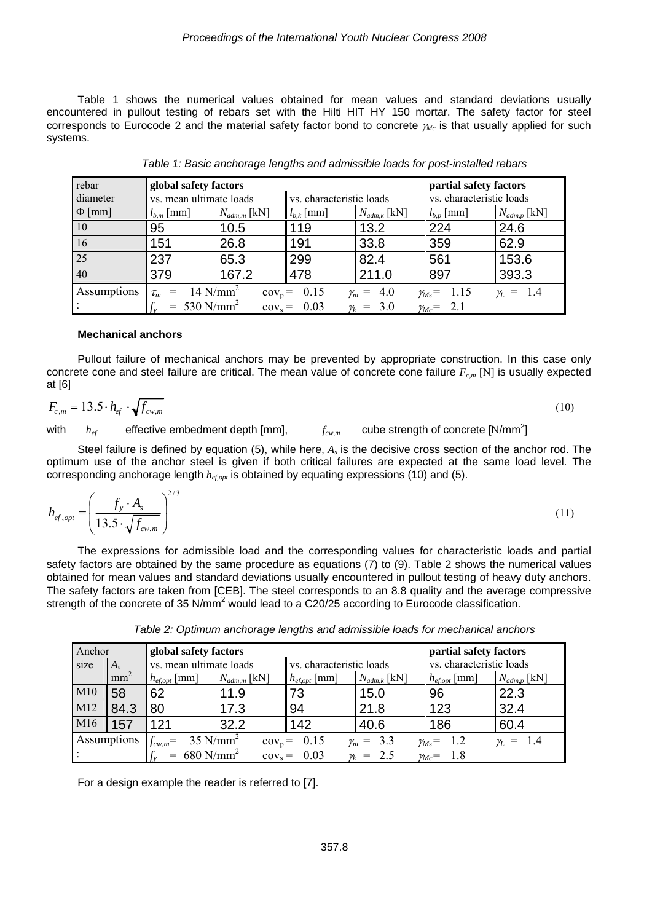Table 1 shows the numerical values obtained for mean values and standard deviations usually encountered in pullout testing of rebars set with the Hilti HIT HY 150 mortar. The safety factor for steel corresponds to Eurocode 2 and the material safety factor bond to concrete $\gamma_{Mc}$ is that usually applied for such systems.

*Table 1: Basic anchorage lengths and admissible loads for post-installed rebars*

| rebar diameter | global safety factors | | | | partial safety factors | |
|---|---|---|---|---|---|---|
| | vs. mean ultimate loads | | vs. characteristic loads | | vs. characteristic loads | |
| $\Phi$ [mm] | $l_{b,m}$ [mm] | $N_{adm,m}$ [kN] | $l_{b,k}$ [mm] | $N_{adm,k}$ [kN] | $l_{b,p}$ [mm] | $N_{adm,p}$ [kN] |
| 10 | 95 | 10.5 | 119 | 13.2 | 224 | 24.6 |
| 16 | 151 | 26.8 | 191 | 33.8 | 359 | 62.9 |
| 25 | 237 | 65.3 | 299 | 82.4 | 561 | 153.6 |
| 40 | 379 | 167.2 | 478 | 211.0 | 897 | 393.3 |
| Assumptions: | $\tau_m$ = 14 N/mm$^2$ <br> $f_y$ = 530 N/mm$^2$ | $\text{cov}_p$ = 0.15 <br> $\text{cov}_s$ = 0.03 | $\gamma_m$ = 4.0 <br> $\gamma_k$ = 3.0 | | $\gamma_{Ms}$ = 1.15 <br> $\gamma_{Mc}$ = 2.1 | $\gamma_L$ = 1.4 |

**Mechanical anchors**

Pullout failure of mechanical anchors may be prevented by appropriate construction. In this case only concrete cone and steel failure are critical. The mean value of concrete cone failure $F_{c,m}$ [N] is usually expected at [6]

$$F_{c,m} = 13.5 \cdot h_{ef} \cdot \sqrt{f_{cw,m}} \tag{10}$$

with $h_{ef}$ effective embedment depth [mm], $f_{cw,m}$ cube strength of concrete [N/mm$^2$]

Steel failure is defined by equation (5), while here, $A_s$ is the decisive cross section of the anchor rod. The optimum use of the anchor steel is given if both critical failures are expected at the same load level. The corresponding anchorage length $h_{ef,opt}$ is obtained by equating expressions (10) and (5).

$$h_{ef,opt} = \left( \frac{f_y \cdot A_s}{13.5 \cdot \sqrt{f_{cw,m}}} \right)^{2/3} \tag{11}$$

The expressions for admissible load and the corresponding values for characteristic loads and partial safety factors are obtained by the same procedure as equations (7) to (9). Table 2 shows the numerical values obtained for mean values and standard deviations usually encountered in pullout testing of heavy duty anchors. The safety factors are taken from [CEB]. The steel corresponds to an 8.8 quality and the average compressive strength of the concrete of 35 N/mm$^2$ would lead to a C20/25 according to Eurocode classification.

*Table 2: Optimum anchorage lengths and admissible loads for mechanical anchors*

| Anchor size | $A_s$ | global safety factors | | | | partial safety factors | |
|---|---|---|---|---|---|---|---|
| | | vs. mean ultimate loads | | vs. characteristic loads | | vs. characteristic loads | |
| | mm$^2$ | $h_{ef,opt}$ [mm] | $N_{adm,m}$ [kN] | $h_{ef,opt}$ [mm] | $N_{adm,k}$ [kN] | $h_{ef,opt}$ [mm] | $N_{adm,p}$ [kN] |
| M10 | 58 | 62 | 11.9 | 73 | 15.0 | 96 | 22.3 |
| M12 | 84.3 | 80 | 17.3 | 94 | 21.8 | 123 | 32.4 |
| M16 | 157 | 121 | 32.2 | 142 | 40.6 | 186 | 60.4 |
| Assumptions: | | $f_{cw,m}$ = 35 N/mm$^2$ <br> $f_y$ = 680 N/mm$^2$ | $\text{cov}_p$ = 0.15 <br> $\text{cov}_s$ = 0.03 | $\gamma_m$ = 3.3 <br> $\gamma_k$ = 2.5 | | $\gamma_{Ms}$ = 1.2 <br> $\gamma_{Mc}$ = 1.8 | $\gamma_L$ = 1.4 |

For a design example the reader is referred to [7].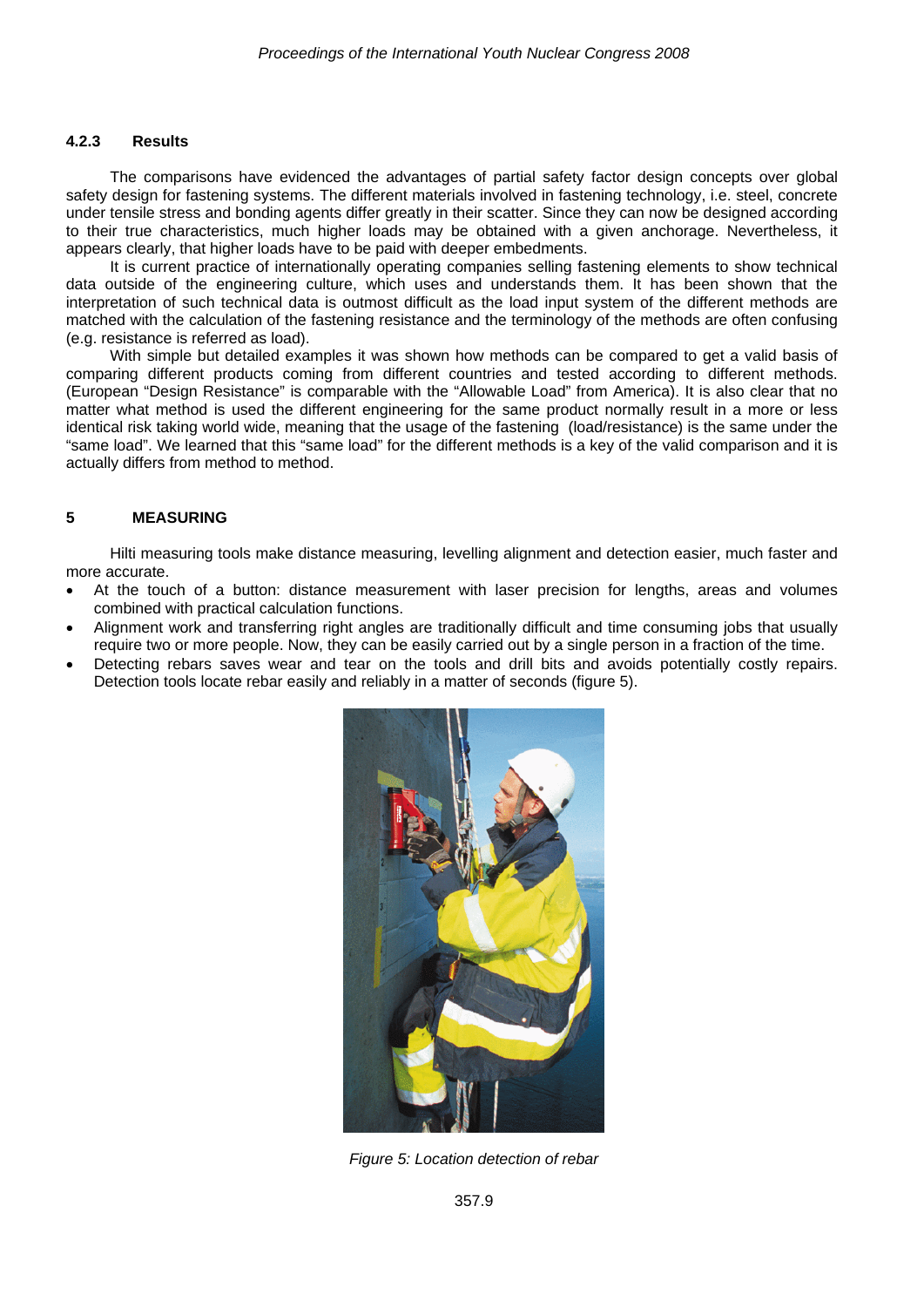#### 4.2.3 Results

The comparisons have evidenced the advantages of partial safety factor design concepts over global safety design for fastening systems. The different materials involved in fastening technology, i.e. steel, concrete under tensile stress and bonding agents differ greatly in their scatter. Since they can now be designed according to their true characteristics, much higher loads may be obtained with a given anchorage. Nevertheless, it appears clearly, that higher loads have to be paid with deeper embedments.

It is current practice of internationally operating companies selling fastening elements to show technical data outside of the engineering culture, which uses and understands them. It has been shown that the interpretation of such technical data is outmost difficult as the load input system of the different methods are matched with the calculation of the fastening resistance and the terminology of the methods are often confusing (e.g. resistance is referred as load).

With simple but detailed examples it was shown how methods can be compared to get a valid basis of comparing different products coming from different countries and tested according to different methods. (European “Design Resistance” is comparable with the “Allowable Load” from America). It is also clear that no matter what method is used the different engineering for the same product normally result in a more or less identical risk taking world wide, meaning that the usage of the fastening (load/resistance) is the same under the “same load”. We learned that this “same load” for the different methods is a key of the valid comparison and it is actually differs from method to method.

## 5 MEASURING

Hilti measuring tools make distance measuring, levelling alignment and detection easier, much faster and more accurate.

- At the touch of a button: distance measurement with laser precision for lengths, areas and volumes combined with practical calculation functions.
- Alignment work and transferring right angles are traditionally difficult and time consuming jobs that usually require two or more people. Now, they can be easily carried out by a single person in a fraction of the time.
- Detecting rebars saves wear and tear on the tools and drill bits and avoids potentially costly repairs. Detection tools locate rebar easily and reliably in a matter of seconds (figure 5).

*Figure 5: Location detection of rebar*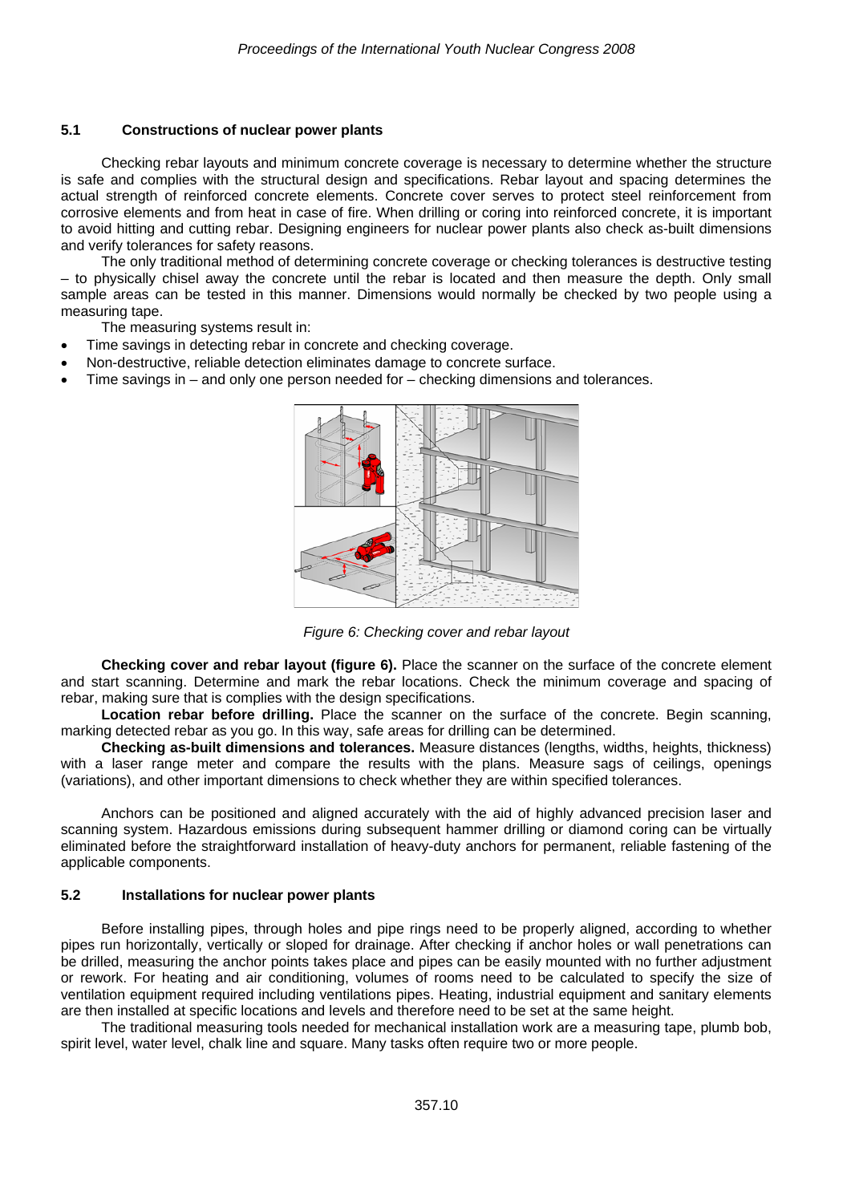### 5.1 Constructions of nuclear power plants

Checking rebar layouts and minimum concrete coverage is necessary to determine whether the structure is safe and complies with the structural design and specifications. Rebar layout and spacing determines the actual strength of reinforced concrete elements. Concrete cover serves to protect steel reinforcement from corrosive elements and from heat in case of fire. When drilling or coring into reinforced concrete, it is important to avoid hitting and cutting rebar. Designing engineers for nuclear power plants also check as-built dimensions and verify tolerances for safety reasons.

The only traditional method of determining concrete coverage or checking tolerances is destructive testing – to physically chisel away the concrete until the rebar is located and then measure the depth. Only small sample areas can be tested in this manner. Dimensions would normally be checked by two people using a measuring tape.

The measuring systems result in:

- Time savings in detecting rebar in concrete and checking coverage.
- Non-destructive, reliable detection eliminates damage to concrete surface.
- Time savings in – and only one person needed for – checking dimensions and tolerances.

*Figure 6: Checking cover and rebar layout*

**Checking cover and rebar layout (figure 6).** Place the scanner on the surface of the concrete element and start scanning. Determine and mark the rebar locations. Check the minimum coverage and spacing of rebar, making sure that is complies with the design specifications.

**Location rebar before drilling.** Place the scanner on the surface of the concrete. Begin scanning, marking detected rebar as you go. In this way, safe areas for drilling can be determined.

**Checking as-built dimensions and tolerances.** Measure distances (lengths, widths, heights, thickness) with a laser range meter and compare the results with the plans. Measure sags of ceilings, openings (variations), and other important dimensions to check whether they are within specified tolerances.

Anchors can be positioned and aligned accurately with the aid of highly advanced precision laser and scanning system. Hazardous emissions during subsequent hammer drilling or diamond coring can be virtually eliminated before the straightforward installation of heavy-duty anchors for permanent, reliable fastening of the applicable components.

### 5.2 Installations for nuclear power plants

Before installing pipes, through holes and pipe rings need to be properly aligned, according to whether pipes run horizontally, vertically or sloped for drainage. After checking if anchor holes or wall penetrations can be drilled, measuring the anchor points takes place and pipes can be easily mounted with no further adjustment or rework. For heating and air conditioning, volumes of rooms need to be calculated to specify the size of ventilation equipment required including ventilations pipes. Heating, industrial equipment and sanitary elements are then installed at specific locations and levels and therefore need to be set at the same height.

The traditional measuring tools needed for mechanical installation work are a measuring tape, plumb bob, spirit level, water level, chalk line and square. Many tasks often require two or more people.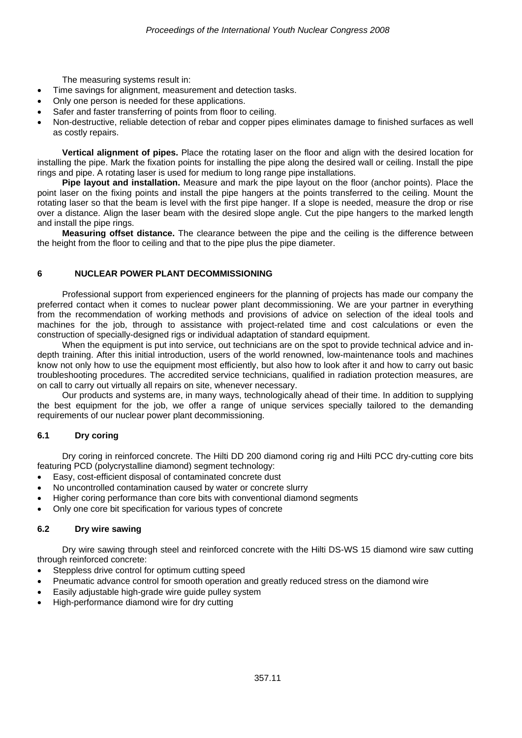The measuring systems result in:

- Time savings for alignment, measurement and detection tasks.
- Only one person is needed for these applications.
- Safer and faster transferring of points from floor to ceiling.
- Non-destructive, reliable detection of rebar and copper pipes eliminates damage to finished surfaces as well as costly repairs.

**Vertical alignment of pipes.** Place the rotating laser on the floor and align with the desired location for installing the pipe. Mark the fixation points for installing the pipe along the desired wall or ceiling. Install the pipe rings and pipe. A rotating laser is used for medium to long range pipe installations.

**Pipe layout and installation.** Measure and mark the pipe layout on the floor (anchor points). Place the point laser on the fixing points and install the pipe hangers at the points transferred to the ceiling. Mount the rotating laser so that the beam is level with the first pipe hanger. If a slope is needed, measure the drop or rise over a distance. Align the laser beam with the desired slope angle. Cut the pipe hangers to the marked length and install the pipe rings.

**Measuring offset distance.** The clearance between the pipe and the ceiling is the difference between the height from the floor to ceiling and that to the pipe plus the pipe diameter.

## 6 NUCLEAR POWER PLANT DECOMMISSIONING

Professional support from experienced engineers for the planning of projects has made our company the preferred contact when it comes to nuclear power plant decommissioning. We are your partner in everything from the recommendation of working methods and provisions of advice on selection of the ideal tools and machines for the job, through to assistance with project-related time and cost calculations or even the construction of specially-designed rigs or individual adaptation of standard equipment.

When the equipment is put into service, out technicians are on the spot to provide technical advice and in-depth training. After this initial introduction, users of the world renowned, low-maintenance tools and machines know not only how to use the equipment most efficiently, but also how to look after it and how to carry out basic troubleshooting procedures. The accredited service technicians, qualified in radiation protection measures, are on call to carry out virtually all repairs on site, whenever necessary.

Our products and systems are, in many ways, technologically ahead of their time. In addition to supplying the best equipment for the job, we offer a range of unique services specially tailored to the demanding requirements of our nuclear power plant decommissioning.

### 6.1 Dry coring

Dry coring in reinforced concrete. The Hilti DD 200 diamond coring rig and Hilti PCC dry-cutting core bits featuring PCD (polycrystalline diamond) segment technology:

- Easy, cost-efficient disposal of contaminated concrete dust
- No uncontrolled contamination caused by water or concrete slurry
- Higher coring performance than core bits with conventional diamond segments
- Only one core bit specification for various types of concrete

### 6.2 Dry wire sawing

Dry wire sawing through steel and reinforced concrete with the Hilti DS-WS 15 diamond wire saw cutting through reinforced concrete:

- Steppless drive control for optimum cutting speed
- Pneumatic advance control for smooth operation and greatly reduced stress on the diamond wire
- Easily adjustable high-grade wire guide pulley system
- High-performance diamond wire for dry cutting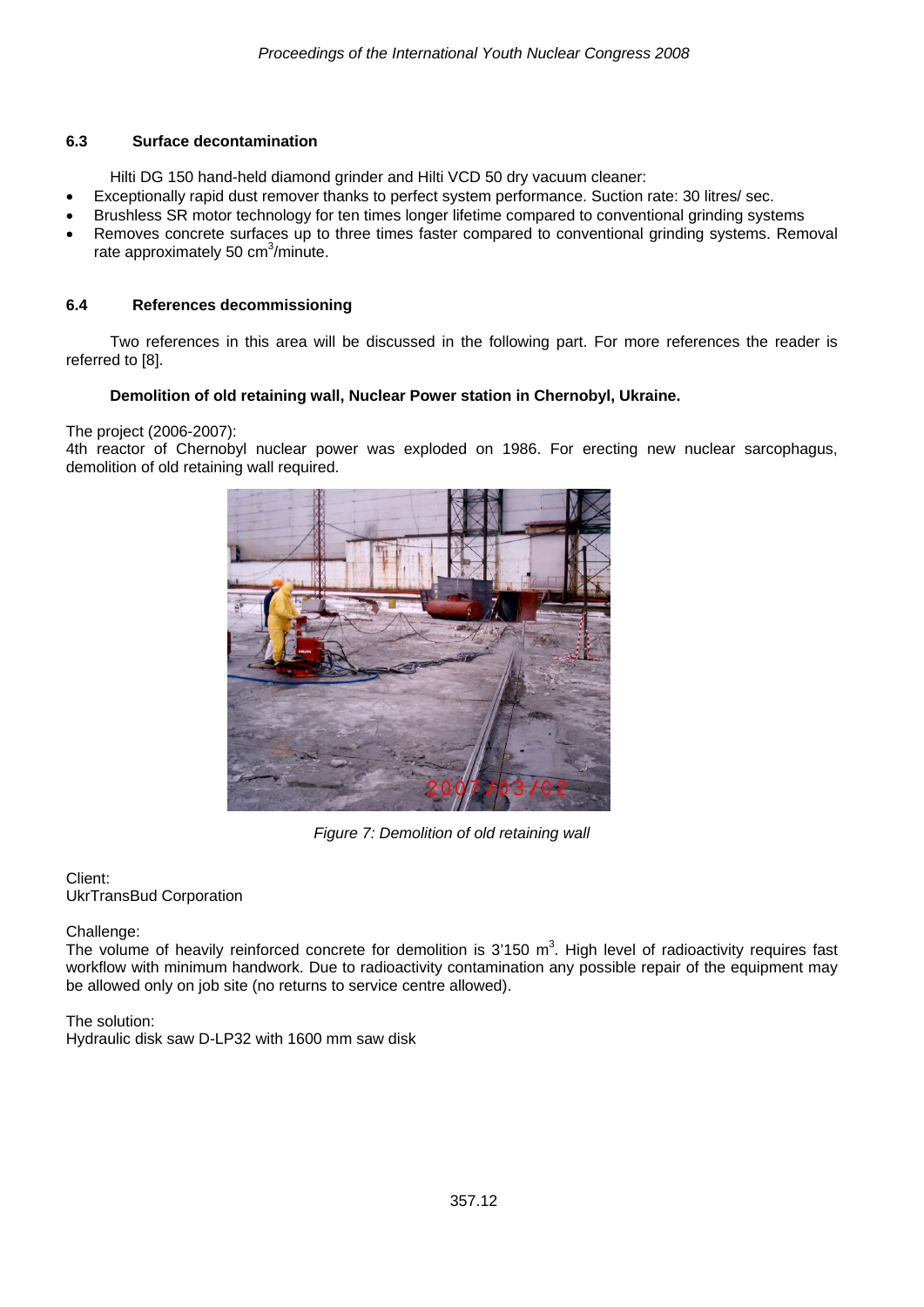### 6.3 Surface decontamination

Hilti DG 150 hand-held diamond grinder and Hilti VCD 50 dry vacuum cleaner:

- Exceptionally rapid dust remover thanks to perfect system performance. Suction rate: 30 litres/ sec.
- Brushless SR motor technology for ten times longer lifetime compared to conventional grinding systems
- Removes concrete surfaces up to three times faster compared to conventional grinding systems. Removal rate approximately 50 $cm^3$/minute.

### 6.4 References decommissioning

Two references in this area will be discussed in the following part. For more references the reader is referred to [8].

**Demolition of old retaining wall, Nuclear Power station in Chernobyl, Ukraine.**

The project (2006-2007):
4th reactor of Chernobyl nuclear power was exploded on 1986. For erecting new nuclear sarcophagus, demolition of old retaining wall required.

*Figure 7: Demolition of old retaining wall*

Client:
UkrTransBud Corporation

Challenge:
The volume of heavily reinforced concrete for demolition is 3'150 $m^3$. High level of radioactivity requires fast workflow with minimum handwork. Due to radioactivity contamination any possible repair of the equipment may be allowed only on job site (no returns to service centre allowed).

The solution:
Hydraulic disk saw D-LP32 with 1600 mm saw disk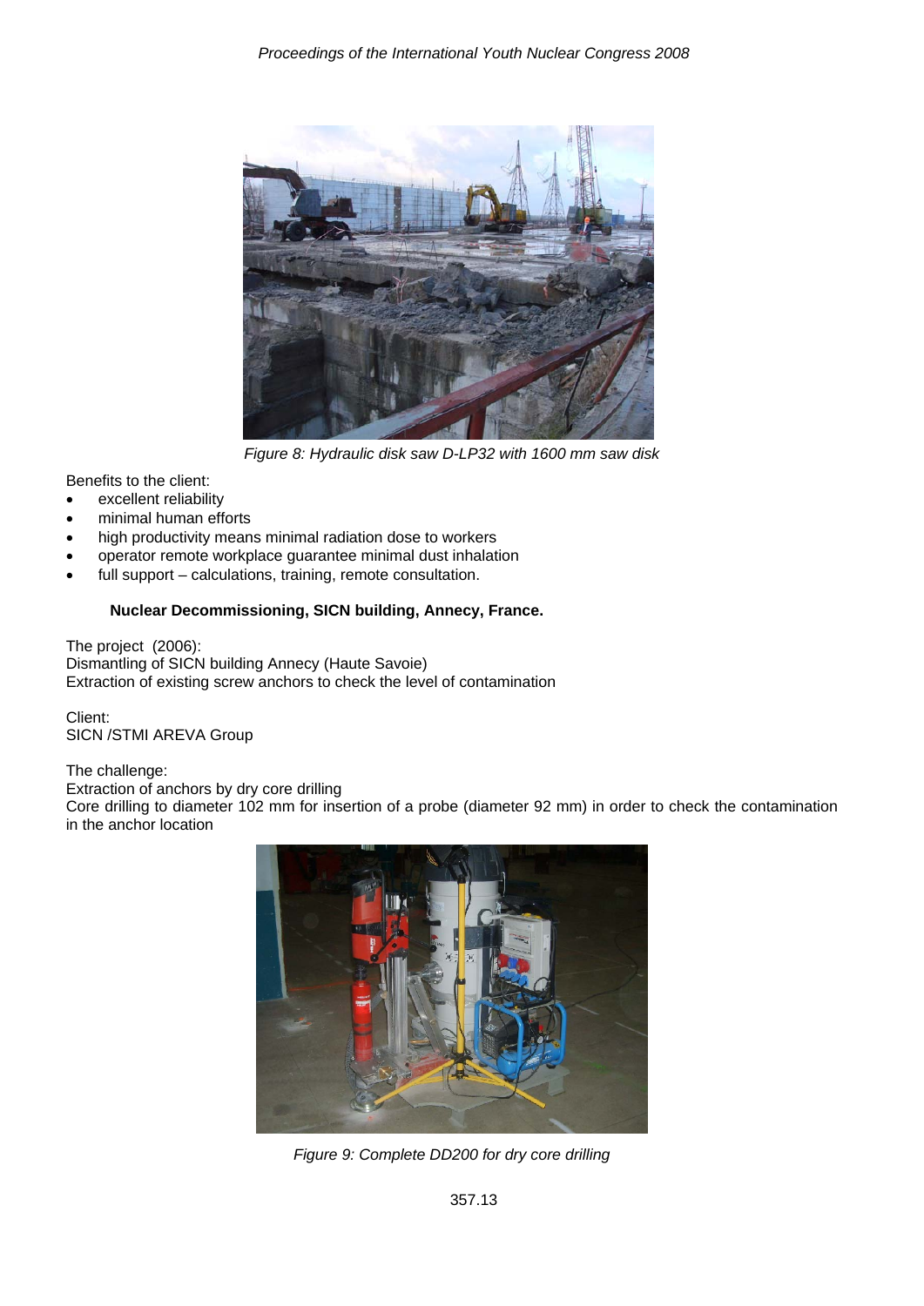Figure 8: Hydraulic disk saw D-LP32 with 1600 mm saw disk

Benefits to the client:

- excellent reliability
- minimal human efforts
- high productivity means minimal radiation dose to workers
- operator remote workplace guarantee minimal dust inhalation
- full support – calculations, training, remote consultation.

**Nuclear Decommissioning, SICN building, Annecy, France.**

The project (2006):
Dismantling of SICN building Annecy (Haute Savoie)
Extraction of existing screw anchors to check the level of contamination

Client:
SICN /STMI AREVA Group

The challenge:
Extraction of anchors by dry core drilling
Core drilling to diameter 102 mm for insertion of a probe (diameter 92 mm) in order to check the contamination in the anchor location

Figure 9: Complete DD200 for dry core drilling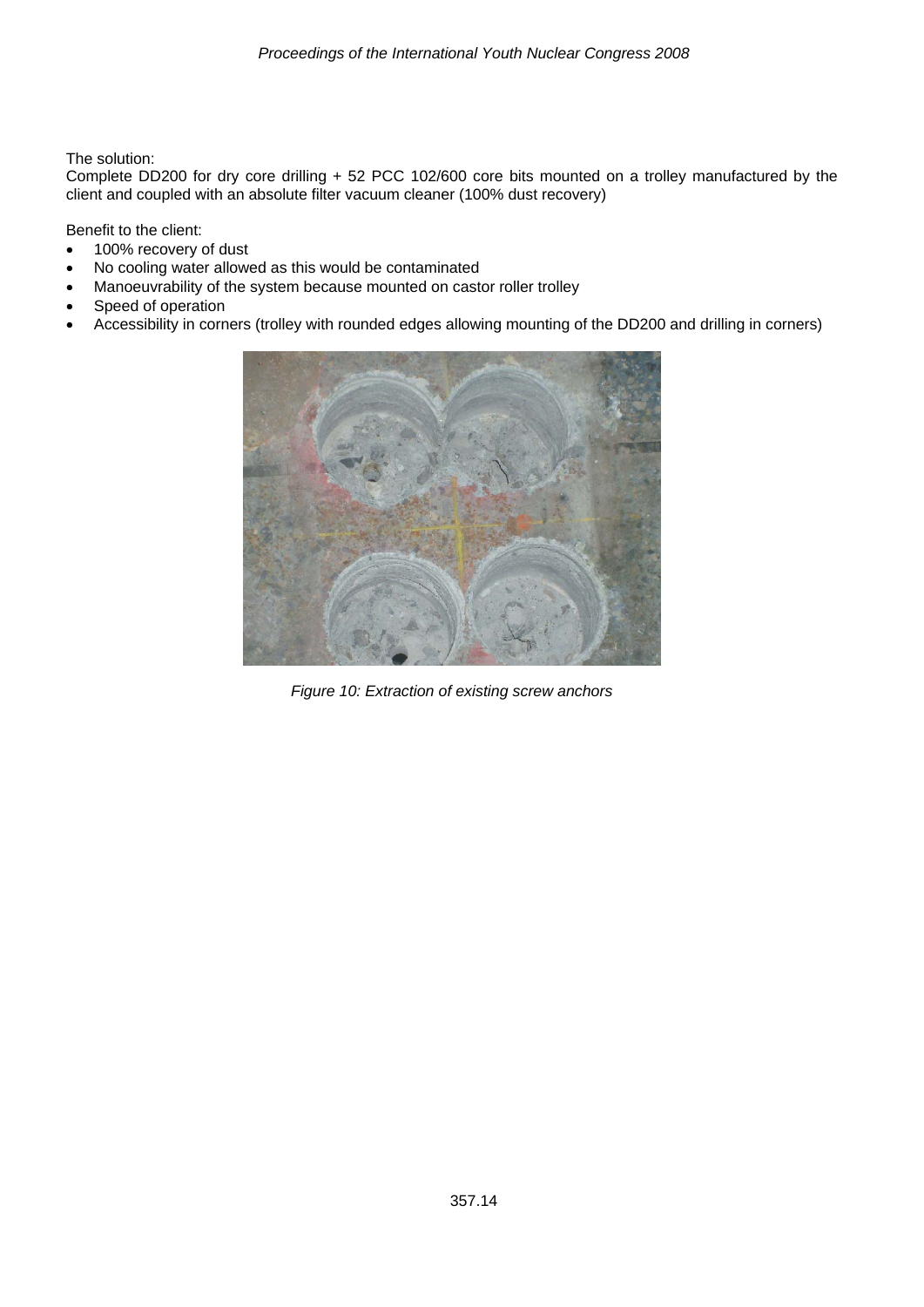The solution:
Complete DD200 for dry core drilling + 52 PCC 102/600 core bits mounted on a trolley manufactured by the client and coupled with an absolute filter vacuum cleaner (100% dust recovery)

Benefit to the client:

- 100% recovery of dust
- No cooling water allowed as this would be contaminated
- Manoeuvrability of the system because mounted on castor roller trolley
- Speed of operation
- Accessibility in corners (trolley with rounded edges allowing mounting of the DD200 and drilling in corners)

*Figure 10: Extraction of existing screw anchors*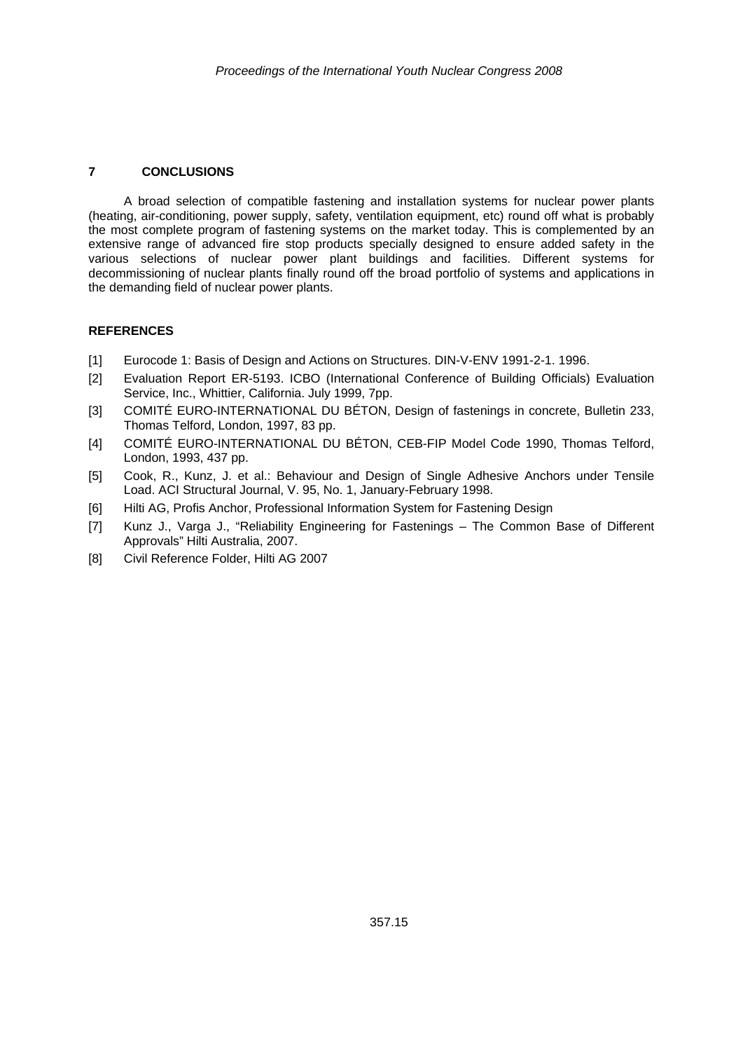## 7 CONCLUSIONS

A broad selection of compatible fastening and installation systems for nuclear power plants (heating, air-conditioning, power supply, safety, ventilation equipment, etc) round off what is probably the most complete program of fastening systems on the market today. This is complemented by an extensive range of advanced fire stop products specially designed to ensure added safety in the various selections of nuclear power plant buildings and facilities. Different systems for decommissioning of nuclear plants finally round off the broad portfolio of systems and applications in the demanding field of nuclear power plants.

## REFERENCES

[1] Eurocode 1: Basis of Design and Actions on Structures. DIN-V-ENV 1991-2-1. 1996.

[2] Evaluation Report ER-5193. ICBO (International Conference of Building Officials) Evaluation Service, Inc., Whittier, California. July 1999, 7pp.

[3] COMITÉ EURO-INTERNATIONAL DU BÉTON, Design of fastenings in concrete, Bulletin 233, Thomas Telford, London, 1997, 83 pp.

[4] COMITÉ EURO-INTERNATIONAL DU BÉTON, CEB-FIP Model Code 1990, Thomas Telford, London, 1993, 437 pp.

[5] Cook, R., Kunz, J. et al.: Behaviour and Design of Single Adhesive Anchors under Tensile Load. ACI Structural Journal, V. 95, No. 1, January-February 1998.

[6] Hilti AG, Profis Anchor, Professional Information System for Fastening Design

[7] Kunz J., Varga J., "Reliability Engineering for Fastenings – The Common Base of Different Approvals" Hilti Australia, 2007.

[8] Civil Reference Folder, Hilti AG 2007